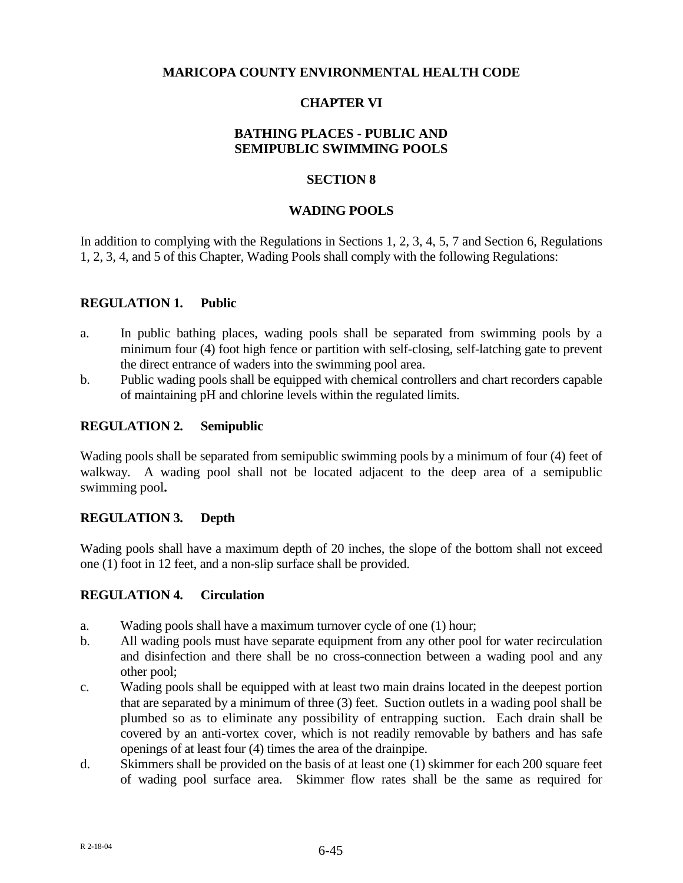# MARICOPA COUNTY ENVIRONMENTAL HEALTH CODE

## CHAPTER VI

## BATHING PLACES - PUBLIC AND SEMIPUBLIC SWIMMING POOLS

## SECTION 8

## WADING POOLS

In addition to complying with the Regulations in Sections 1, 2, 3, 4, 5, 7 and Section 6, Regulations 1, 2, 3, 4, and 5 of this Chapter, Wading Pools shall comply with the following Regulations:

### REGULATION 1. Public

a. In public bathing places, wading pools shall be separated from swimming pools by a minimum four (4) foot high fence or partition with self-closing, self-latching gate to prevent the direct entrance of waders into the swimming pool area.

b. Public wading pools shall be equipped with chemical controllers and chart recorders capable of maintaining pH and chlorine levels within the regulated limits.

### REGULATION 2. Semipublic

Wading pools shall be separated from semipublic swimming pools by a minimum of four (4) feet of walkway. A wading pool shall not be located adjacent to the deep area of a semipublic swimming pool**.**

### REGULATION 3. Depth

Wading pools shall have a maximum depth of 20 inches, the slope of the bottom shall not exceed one (1) foot in 12 feet, and a non-slip surface shall be provided.

### REGULATION 4. Circulation

a. Wading pools shall have a maximum turnover cycle of one (1) hour;

b. All wading pools must have separate equipment from any other pool for water recirculation and disinfection and there shall be no cross-connection between a wading pool and any other pool;

c. Wading pools shall be equipped with at least two main drains located in the deepest portion that are separated by a minimum of three (3) feet. Suction outlets in a wading pool shall be plumbed so as to eliminate any possibility of entrapping suction. Each drain shall be covered by an anti-vortex cover, which is not readily removable by bathers and has safe openings of at least four (4) times the area of the drainpipe.

d. Skimmers shall be provided on the basis of at least one (1) skimmer for each 200 square feet of wading pool surface area. Skimmer flow rates shall be the same as required for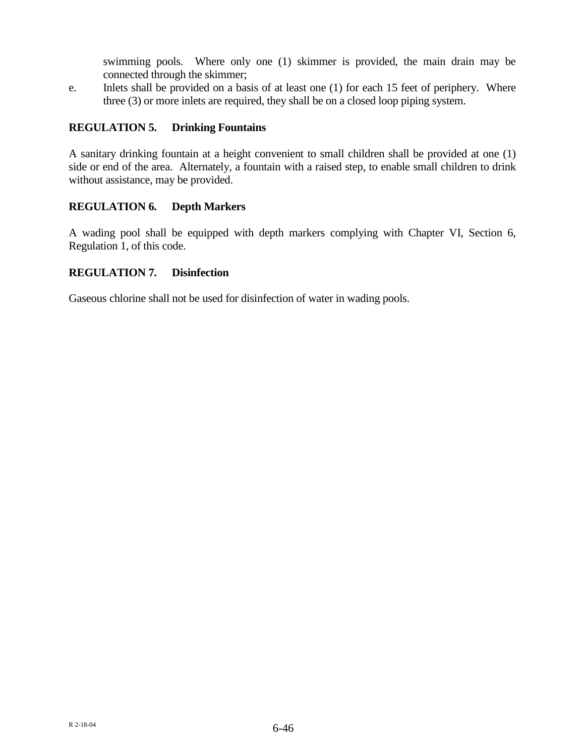swimming pools. Where only one (1) skimmer is provided, the main drain may be connected through the skimmer;

e. Inlets shall be provided on a basis of at least one (1) for each 15 feet of periphery. Where three (3) or more inlets are required, they shall be on a closed loop piping system.

**REGULATION 5. Drinking Fountains**

A sanitary drinking fountain at a height convenient to small children shall be provided at one (1) side or end of the area. Alternately, a fountain with a raised step, to enable small children to drink without assistance, may be provided.

**REGULATION 6. Depth Markers**

A wading pool shall be equipped with depth markers complying with Chapter VI, Section 6, Regulation 1, of this code.

**REGULATION 7. Disinfection**

Gaseous chlorine shall not be used for disinfection of water in wading pools.